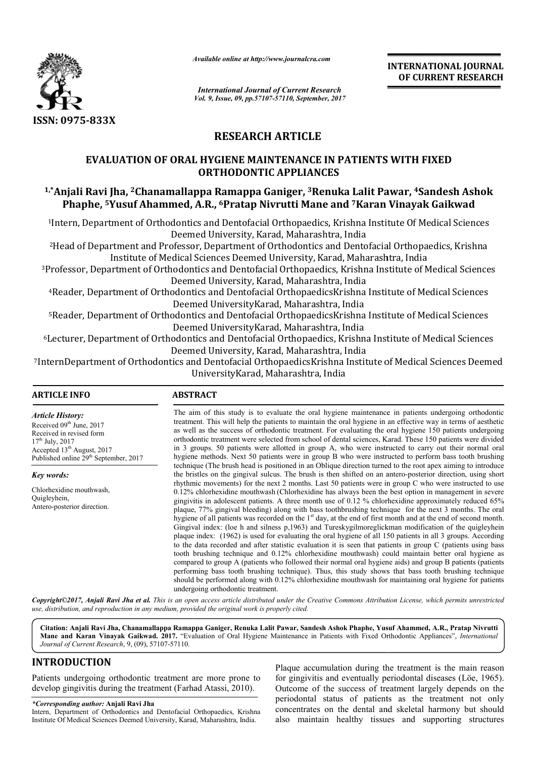# RESEARCH ARTICLE

## EVALUATION OF ORAL HYGIENE MAINTENANCE IN PATIENTS WITH FIXED ORTHODONTIC APPLIANCES

**[1,*]Anjali Ravi Jha, [2]Chanamallappa Ramappa Ganiger, [3]Renuka Lalit Pawar, [4]Sandesh Ashok Phaphe, [5]Yusuf Ahammed, A.R., [6]Pratap Nivrutti Mane and [7]Karan Vinayak Gaikwad**

[1]Intern, Department of Orthodontics and Dentofacial Orthopaedics, Krishna Institute Of Medical Sciences Deemed University, Karad, Maharashtra, India

[2]Head of Department and Professor, Department of Orthodontics and Dentofacial Orthopaedics, Krishna Institute of Medical Sciences Deemed University, Karad, Maharashtra, India

[3]Professor, Department of Orthodontics and Dentofacial Orthopaedics, Krishna Institute of Medical Sciences Deemed University, Karad, Maharashtra, India

[4]Reader, Department of Orthodontics and Dentofacial OrthopaedicsKrishna Institute of Medical Sciences Deemed UniversityKarad, Maharashtra, India

[5]Reader, Department of Orthodontics and Dentofacial OrthopaedicsKrishna Institute of Medical Sciences Deemed UniversityKarad, Maharashtra, India

[6]Lecturer, Department of Orthodontics and Dentofacial Orthopaedics, Krishna Institute of Medical Sciences Deemed University, Karad, Maharashtra, India

[7]InternDepartment of Orthodontics and Dentofacial OrthopaedicsKrishna Institute of Medical Sciences Deemed UniversityKarad, Maharashtra, India

### ARTICLE INFO

*Article History:*

Received 09[th] June, 2017
Received in revised form
17[th] July, 2017
Accepted 13[th] August, 2017
Published online 29[th] September, 2017

*Key words:*

Chlorhexidine mouthwash,
Quigleyhein,
Antero-posterior direction.

### ABSTRACT

The aim of this study is to evaluate the oral hygiene maintenance in patients undergoing orthodontic treatment. This will help the patients to maintain the oral hygiene in an effective way in terms of aesthetic as well as the success of orthodontic treatment. For evaluating the oral hygiene 150 patients undergoing orthodontic treatment were selected from school of dental sciences, Karad. These 150 patients were divided in 3 groups. 50 patients were allotted in group A, who were instructed to carry out their normal oral hygiene methods. Next 50 patients were in group B who were instructed to perform bass tooth brushing technique (The brush head is positioned in an Oblique direction turned to the root apex aiming to introduce the bristles on the gingival sulcus. The brush is then shifted on an antero-posterior direction, using short rhythmic movements) for the next 2 months. Last 50 patients were in group C who were instructed to use 0.12% chlorhexidine mouthwash (Chlorhexidine has always been the best option in management in severe gingivitis in adolescent patients. A three month use of 0.12 % chlorhexidine approximately reduced 65% plaque, 77% gingival bleeding) along with bass toothbrushing technique for the next 3 months. The oral hygiene of all patients was recorded on the 1[st] day, at the end of first month and at the end of second month. Gingival index: (loe h and silness p,1963) and Tureskygilmoreglickman modification of the quigleyhein plaque index: (1962) is used for evaluating the oral hygiene of all 150 patients in all 3 groups. According to the data recorded and after statistic evaluation it is seen that patients in group C (patients using bass tooth brushing technique and 0.12% chlorhexidine mouthwash) could maintain better oral hygiene as compared to group A (patients who followed their normal oral hygiene aids) and group B patients (patients performing bass tooth brushing technique). Thus, this study shows that bass tooth brushing technique should be performed along with 0.12% chlorhexidine mouthwash for maintaining oral hygiene for patients undergoing orthodontic treatment.

*Copyright©2017, Anjali Ravi Jha et al. This is an open access article distributed under the Creative Commons Attribution License, which permits unrestricted use, distribution, and reproduction in any medium, provided the original work is properly cited.*

**Citation: Anjali Ravi Jha, Chanamallappa Ramappa Ganiger, Renuka Lalit Pawar, Sandesh Ashok Phaphe, Yusuf Ahammed, A.R., Pratap Nivrutti Mane and Karan Vinayak Gaikwad. 2017.** "Evaluation of Oral Hygiene Maintenance in Patients with Fixed Orthodontic Appliances", *International Journal of Current Research*, 9, (09), 57107-57110.

## INTRODUCTION

Patients undergoing orthodontic treatment are more prone to develop gingivitis during the treatment (Farhad Atassi, 2010). Plaque accumulation during the treatment is the main reason for gingivitis and eventually periodontal diseases (Löe, 1965). Outcome of the success of treatment largely depends on the periodontal status of patients as the treatment not only concentrates on the dental and skeletal harmony but should also maintain healthy tissues and supporting structures

*\*Corresponding author:* **Anjali Ravi Jha**
Intern, Department of Orthodontics and Dentofacial Orthopaedics, Krishna Institute Of Medical Sciences Deemed University, Karad, Maharashtra, India.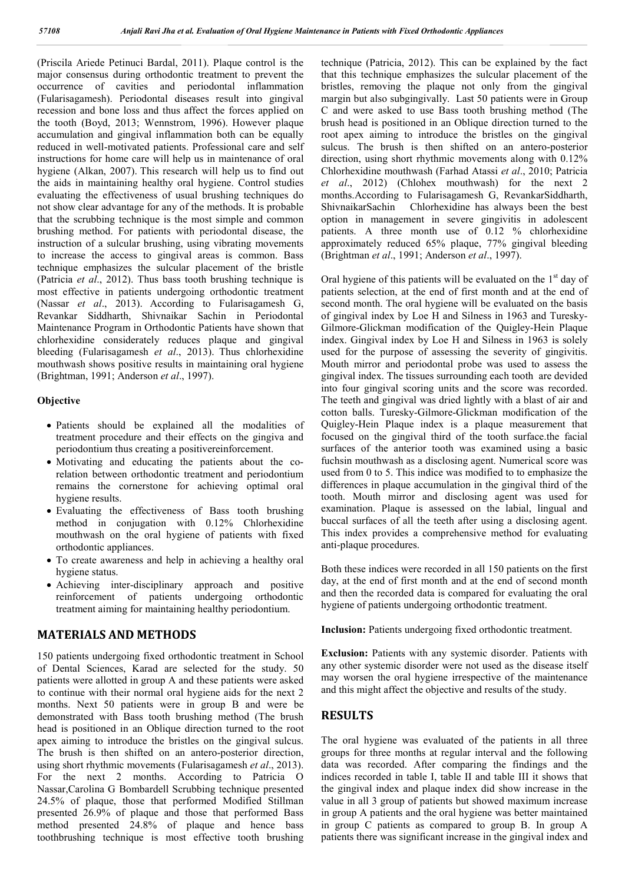(Priscila Ariede Petinuci Bardal, 2011). Plaque control is the major consensus during orthodontic treatment to prevent the occurrence of cavities and periodontal inflammation (Fularisagamesh). Periodontal diseases result into gingival recession and bone loss and thus affect the forces applied on the tooth (Boyd, 2013; Wennstrom, 1996). However plaque accumulation and gingival inflammation both can be equally reduced in well-motivated patients. Professional care and self instructions for home care will help us in maintenance of oral hygiene (Alkan, 2007). This research will help us to find out the aids in maintaining healthy oral hygiene. Control studies evaluating the effectiveness of usual brushing techniques do not show clear advantage for any of the methods. It is probable that the scrubbing technique is the most simple and common brushing method. For patients with periodontal disease, the instruction of a sulcular brushing, using vibrating movements to increase the access to gingival areas is common. Bass technique emphasizes the sulcular placement of the bristle (Patricia *et al*., 2012). Thus bass tooth brushing technique is most effective in patients undergoing orthodontic treatment (Nassar *et al*., 2013). According to Fularisagamesh G, Revankar Siddharth, Shivnaikar Sachin in Periodontal Maintenance Program in Orthodontic Patients have shown that chlorhexidine considerately reduces plaque and gingival bleeding (Fularisagamesh *et al*., 2013). Thus chlorhexidine mouthwash shows positive results in maintaining oral hygiene (Brightman, 1991; Anderson *et al*., 1997).

### Objective

- Patients should be explained all the modalities of treatment procedure and their effects on the gingiva and periodontium thus creating a positivereinforcement.
- Motivating and educating the patients about the co-relation between orthodontic treatment and periodontium remains the cornerstone for achieving optimal oral hygiene results.
- Evaluating the effectiveness of Bass tooth brushing method in conjugation with 0.12% Chlorhexidine mouthwash on the oral hygiene of patients with fixed orthodontic appliances.
- To create awareness and help in achieving a healthy oral hygiene status.
- Achieving inter-disciplinary approach and positive reinforcement of patients undergoing orthodontic treatment aiming for maintaining healthy periodontium.

## MATERIALS AND METHODS

150 patients undergoing fixed orthodontic treatment in School of Dental Sciences, Karad are selected for the study. 50 patients were allotted in group A and these patients were asked to continue with their normal oral hygiene aids for the next 2 months. Next 50 patients were in group B and were be demonstrated with Bass tooth brushing method (The brush head is positioned in an Oblique direction turned to the root apex aiming to introduce the bristles on the gingival sulcus. The brush is then shifted on an antero-posterior direction, using short rhythmic movements (Fularisagamesh *et al*., 2013). For the next 2 months. According to Patricia O Nassar,Carolina G Bombardell Scrubbing technique presented 24.5% of plaque, those that performed Modified Stillman presented 26.9% of plaque and those that performed Bass method presented 24.8% of plaque and hence bass toothbrushing technique is most effective tooth brushing technique (Patricia, 2012). This can be explained by the fact that this technique emphasizes the sulcular placement of the bristles, removing the plaque not only from the gingival margin but also subgingivally. Last 50 patients were in Group C and were asked to use Bass tooth brushing method (The brush head is positioned in an Oblique direction turned to the root apex aiming to introduce the bristles on the gingival sulcus. The brush is then shifted on an antero-posterior direction, using short rhythmic movements along with 0.12% Chlorhexidine mouthwash (Farhad Atassi *et al*., 2010; Patricia *et al*., 2012) (Chlohex mouthwash) for the next 2 months.According to Fularisagamesh G, RevankarSiddharth, ShivnaikarSachin Chlorhexidine has always been the best option in management in severe gingivitis in adolescent patients. A three month use of 0.12 % chlorhexidine approximately reduced 65% plaque, 77% gingival bleeding (Brightman *et al*., 1991; Anderson *et al*., 1997).

Oral hygiene of this patients will be evaluated on the 1st day of patients selection, at the end of first month and at the end of second month. The oral hygiene will be evaluated on the basis of gingival index by Loe H and Silness in 1963 and Turesky-Gilmore-Glickman modification of the Quigley-Hein Plaque index. Gingival index by Loe H and Silness in 1963 is solely used for the purpose of assessing the severity of gingivitis. Mouth mirror and periodontal probe was used to assess the gingival index. The tissues surrounding each tooth are devided into four gingival scoring units and the score was recorded. The teeth and gingival was dried lightly with a blast of air and cotton balls. Turesky-Gilmore-Glickman modification of the Quigley-Hein Plaque index is a plaque measurement that focused on the gingival third of the tooth surface.the facial surfaces of the anterior tooth was examined using a basic fuchsin mouthwash as a disclosing agent. Numerical score was used from 0 to 5. This indice was modified to to emphasize the differences in plaque accumulation in the gingival third of the tooth. Mouth mirror and disclosing agent was used for examination. Plaque is assessed on the labial, lingual and buccal surfaces of all the teeth after using a disclosing agent. This index provides a comprehensive method for evaluating anti-plaque procedures.

Both these indices were recorded in all 150 patients on the first day, at the end of first month and at the end of second month and then the recorded data is compared for evaluating the oral hygiene of patients undergoing orthodontic treatment.

**Inclusion:** Patients undergoing fixed orthodontic treatment.

**Exclusion:** Patients with any systemic disorder. Patients with any other systemic disorder were not used as the disease itself may worsen the oral hygiene irrespective of the maintenance and this might affect the objective and results of the study.

## RESULTS

The oral hygiene was evaluated of the patients in all three groups for three months at regular interval and the following data was recorded. After comparing the findings and the indices recorded in table I, table II and table III it shows that the gingival index and plaque index did show increase in the value in all 3 group of patients but showed maximum increase in group A patients and the oral hygiene was better maintained in group C patients as compared to group B. In group A patients there was significant increase in the gingival index and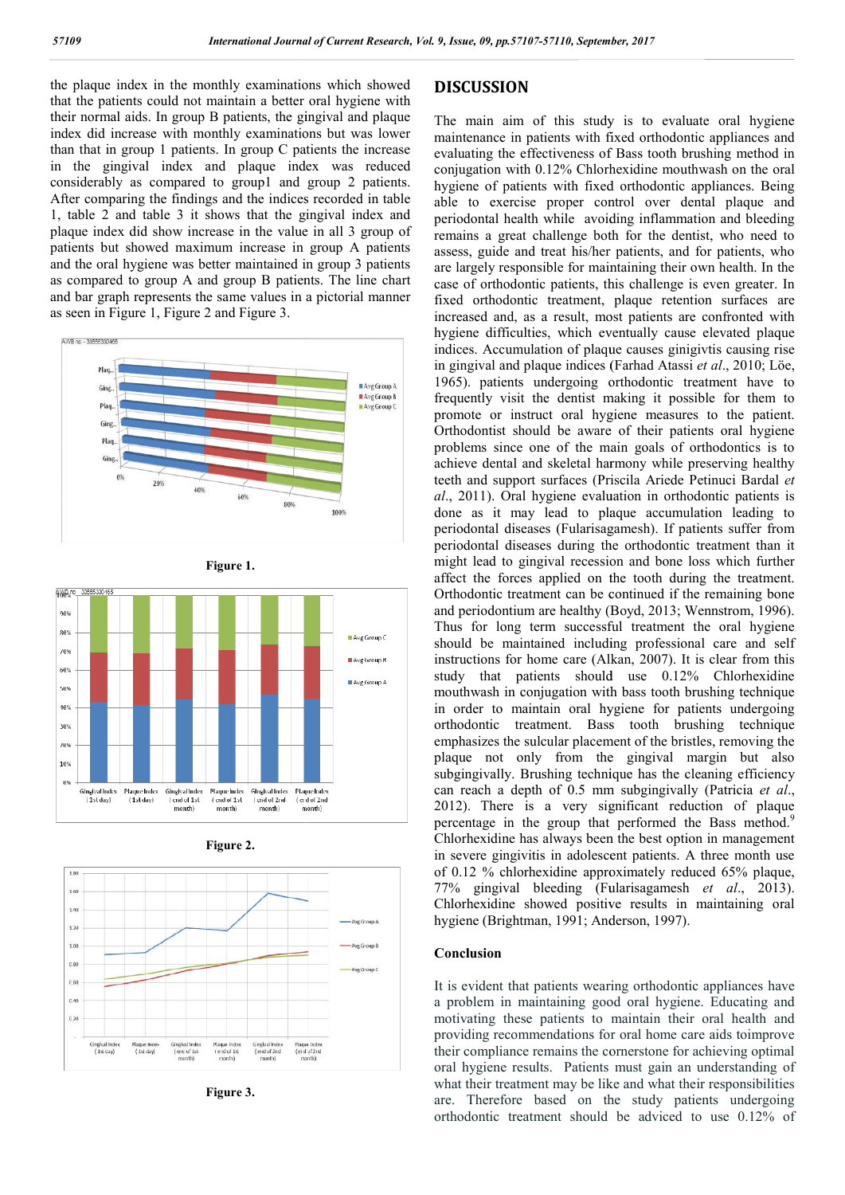the plaque index in the monthly examinations which showed that the patients could not maintain a better oral hygiene with their normal aids. In group B patients, the gingival and plaque index did increase with monthly examinations but was lower than that in group 1 patients. In group C patients the increase in the gingival index and plaque index was reduced considerably as compared to group1 and group 2 patients. After comparing the findings and the indices recorded in table 1, table 2 and table 3 it shows that the gingival index and plaque index did show increase in the value in all 3 group of patients but showed maximum increase in group A patients and the oral hygiene was better maintained in group 3 patients as compared to group A and group B patients. The line chart and bar graph represents the same values in a pictorial manner as seen in Figure 1, Figure 2 and Figure 3.

Figure 1.

Figure 2.

Figure 3.

## DISCUSSION

The main aim of this study is to evaluate oral hygiene maintenance in patients with fixed orthodontic appliances and evaluating the effectiveness of Bass tooth brushing method in conjugation with 0.12% Chlorhexidine mouthwash on the oral hygiene of patients with fixed orthodontic appliances. Being able to exercise proper control over dental plaque and periodontal health while avoiding inflammation and bleeding remains a great challenge both for the dentist, who need to assess, guide and treat his/her patients, and for patients, who are largely responsible for maintaining their own health. In the case of orthodontic patients, this challenge is even greater. In fixed orthodontic treatment, plaque retention surfaces are increased and, as a result, most patients are confronted with hygiene difficulties, which eventually cause elevated plaque indices. Accumulation of plaque causes ginigivtis causing rise in gingival and plaque indices (Farhad Atassi *et al*., 2010; Löe, 1965). patients undergoing orthodontic treatment have to frequently visit the dentist making it possible for them to promote or instruct oral hygiene measures to the patient. Orthodontist should be aware of their patients oral hygiene problems since one of the main goals of orthodontics is to achieve dental and skeletal harmony while preserving healthy teeth and support surfaces (Priscila Ariede Petinuci Bardal *et al*., 2011). Oral hygiene evaluation in orthodontic patients is done as it may lead to plaque accumulation leading to periodontal diseases (Fularisagamesh). If patients suffer from periodontal diseases during the orthodontic treatment than it might lead to gingival recession and bone loss which further affect the forces applied on the tooth during the treatment. Orthodontic treatment can be continued if the remaining bone and periodontium are healthy (Boyd, 2013; Wennstrom, 1996). Thus for long term successful treatment the oral hygiene should be maintained including professional care and self instructions for home care (Alkan, 2007). It is clear from this study that patients should use 0.12% Chlorhexidine mouthwash in conjugation with bass tooth brushing technique in order to maintain oral hygiene for patients undergoing orthodontic treatment. Bass tooth brushing technique emphasizes the sulcular placement of the bristles, removing the plaque not only from the gingival margin but also subgingivally. Brushing technique has the cleaning efficiency can reach a depth of 0.5 mm subgingivally (Patricia *et al*., 2012). There is a very significant reduction of plaque percentage in the group that performed the Bass method.[9] Chlorhexidine has always been the best option in management in severe gingivitis in adolescent patients. A three month use of 0.12 % chlorhexidine approximately reduced 65% plaque, 77% gingival bleeding (Fularisagamesh *et al*., 2013). Chlorhexidine showed positive results in maintaining oral hygiene (Brightman, 1991; Anderson, 1997).

### Conclusion

It is evident that patients wearing orthodontic appliances have a problem in maintaining good oral hygiene. Educating and motivating these patients to maintain their oral health and providing recommendations for oral home care aids toimprove their compliance remains the cornerstone for achieving optimal oral hygiene results. Patients must gain an understanding of what their treatment may be like and what their responsibilities are. Therefore based on the study patients undergoing orthodontic treatment should be adviced to use 0.12% of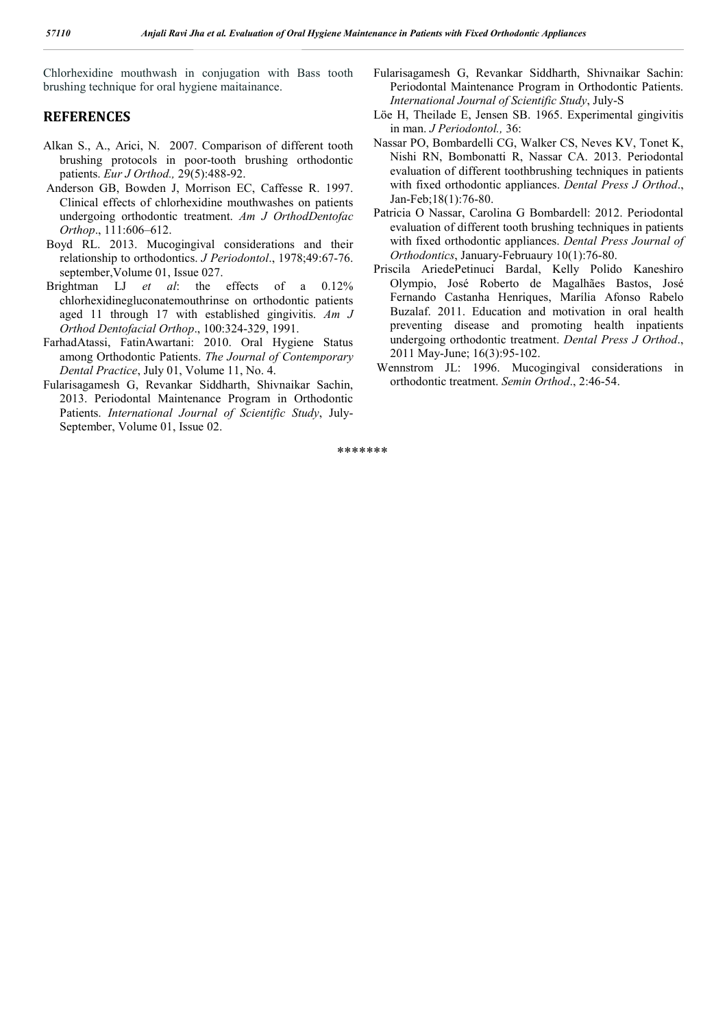Chlorhexidine mouthwash in conjugation with Bass tooth brushing technique for oral hygiene maitainance.

## REFERENCES

Alkan S., A., Arici, N. 2007. Comparison of different tooth brushing protocols in poor-tooth brushing orthodontic patients. *Eur J Orthod.,* 29(5):488-92.

Anderson GB, Bowden J, Morrison EC, Caffesse R. 1997. Clinical effects of chlorhexidine mouthwashes on patients undergoing orthodontic treatment. *Am J OrthodDentofac Orthop*., 111:606–612.

Boyd RL. 2013. Mucogingival considerations and their relationship to orthodontics. *J Periodontol*., 1978;49:67-76. september,Volume 01, Issue 027.

Brightman LJ *et al*: the effects of a 0.12% chlorhexidinegluconatemouthrinse on orthodontic patients aged 11 through 17 with established gingivitis. *Am J Orthod Dentofacial Orthop*., 100:324-329, 1991.

FarhadAtassi, FatinAwartani: 2010. Oral Hygiene Status among Orthodontic Patients. *The Journal of Contemporary Dental Practice*, July 01, Volume 11, No. 4.

Fularisagamesh G, Revankar Siddharth, Shivnaikar Sachin, 2013. Periodontal Maintenance Program in Orthodontic Patients. *International Journal of Scientific Study*, July-September, Volume 01, Issue 02.

Fularisagamesh G, Revankar Siddharth, Shivnaikar Sachin: Periodontal Maintenance Program in Orthodontic Patients. *International Journal of Scientific Study*, July-S

Löe H, Theilade E, Jensen SB. 1965. Experimental gingivitis in man. *J Periodontol.,* 36:

Nassar PO, Bombardelli CG, Walker CS, Neves KV, Tonet K, Nishi RN, Bombonatti R, Nassar CA. 2013. Periodontal evaluation of different toothbrushing techniques in patients with fixed orthodontic appliances. *Dental Press J Orthod*., Jan-Feb;18(1):76-80.

Patricia O Nassar, Carolina G Bombardell: 2012. Periodontal evaluation of different tooth brushing techniques in patients with fixed orthodontic appliances. *Dental Press Journal of Orthodontics*, January-Februaury 10(1):76-80.

Priscila AriedePetinuci Bardal, Kelly Polido Kaneshiro Olympio, José Roberto de Magalhães Bastos, José Fernando Castanha Henriques, Marília Afonso Rabelo Buzalaf. 2011. Education and motivation in oral health preventing disease and promoting health inpatients undergoing orthodontic treatment. *Dental Press J Orthod*., 2011 May-June; 16(3):95-102.

Wennstrom JL: 1996. Mucogingival considerations in orthodontic treatment. *Semin Orthod*., 2:46-54.

*******